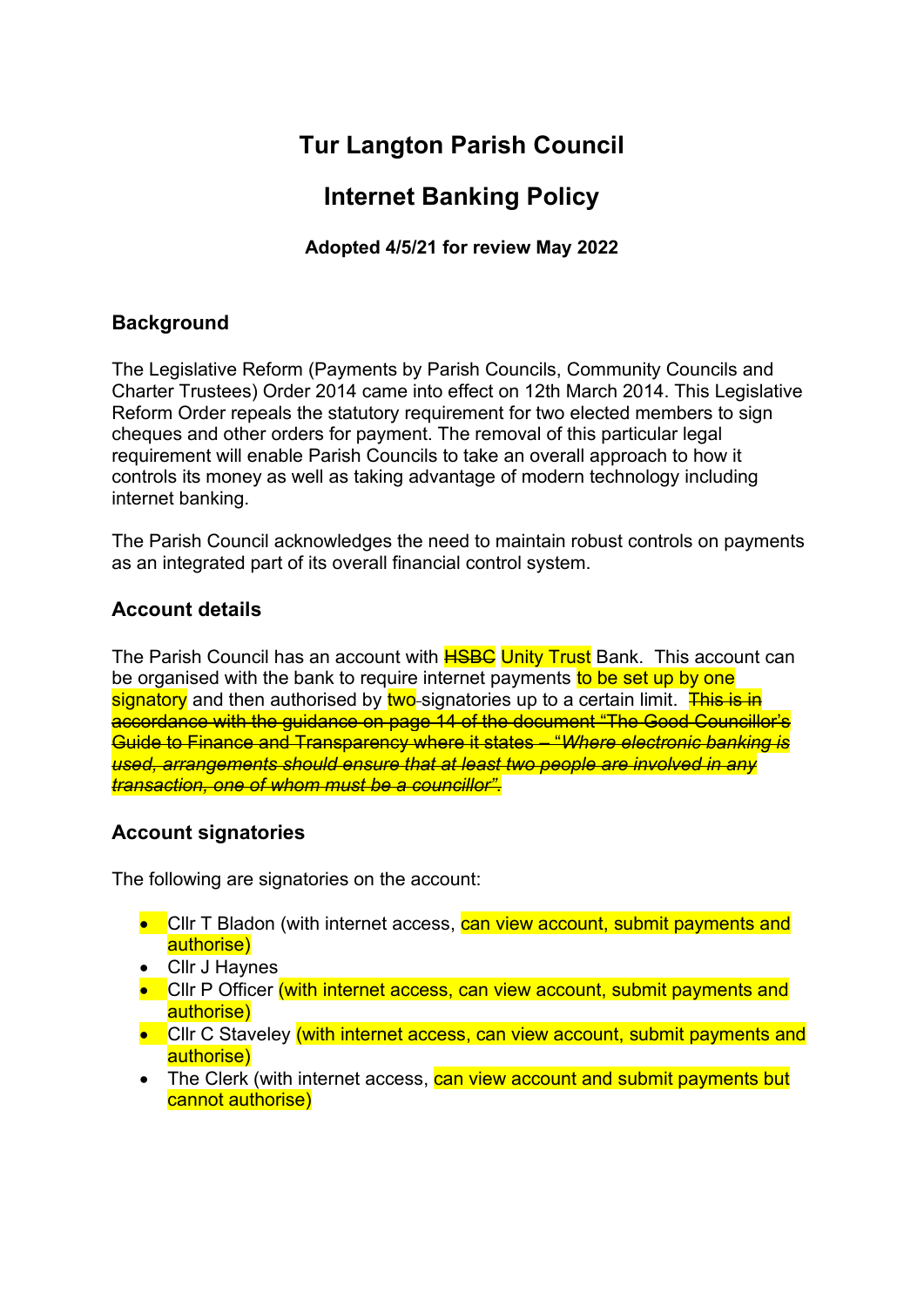# Tur Langton Parish Council

# Internet Banking Policy

**Adopted 4/5/21 for review May 2022**

## Background

The Legislative Reform (Payments by Parish Councils, Community Councils and Charter Trustees) Order 2014 came into effect on 12th March 2014. This Legislative Reform Order repeals the statutory requirement for two elected members to sign cheques and other orders for payment. The removal of this particular legal requirement will enable Parish Councils to take an overall approach to how it controls its money as well as taking advantage of modern technology including internet banking.

The Parish Council acknowledges the need to maintain robust controls on payments as an integrated part of its overall financial control system.

## Account details

The Parish Council has an account with ~~HSBC~~ Unity Trust Bank. This account can be organised with the bank to require internet payments to be set up by one signatory and then authorised by two signatories up to a certain limit. ~~This is in accordance with the guidance on page 14 of the document "The Good Councillor's Guide to Finance and Transparency where it states – "*Where electronic banking is used, arrangements should ensure that at least two people are involved in any transaction, one of whom must be a councillor*".~~

## Account signatories

The following are signatories on the account:

- Cllr T Bladon (with internet access, can view account, submit payments and authorise)
- Cllr J Haynes
- Cllr P Officer (with internet access, can view account, submit payments and authorise)
- Cllr C Staveley (with internet access, can view account, submit payments and authorise)
- The Clerk (with internet access, can view account and submit payments but cannot authorise)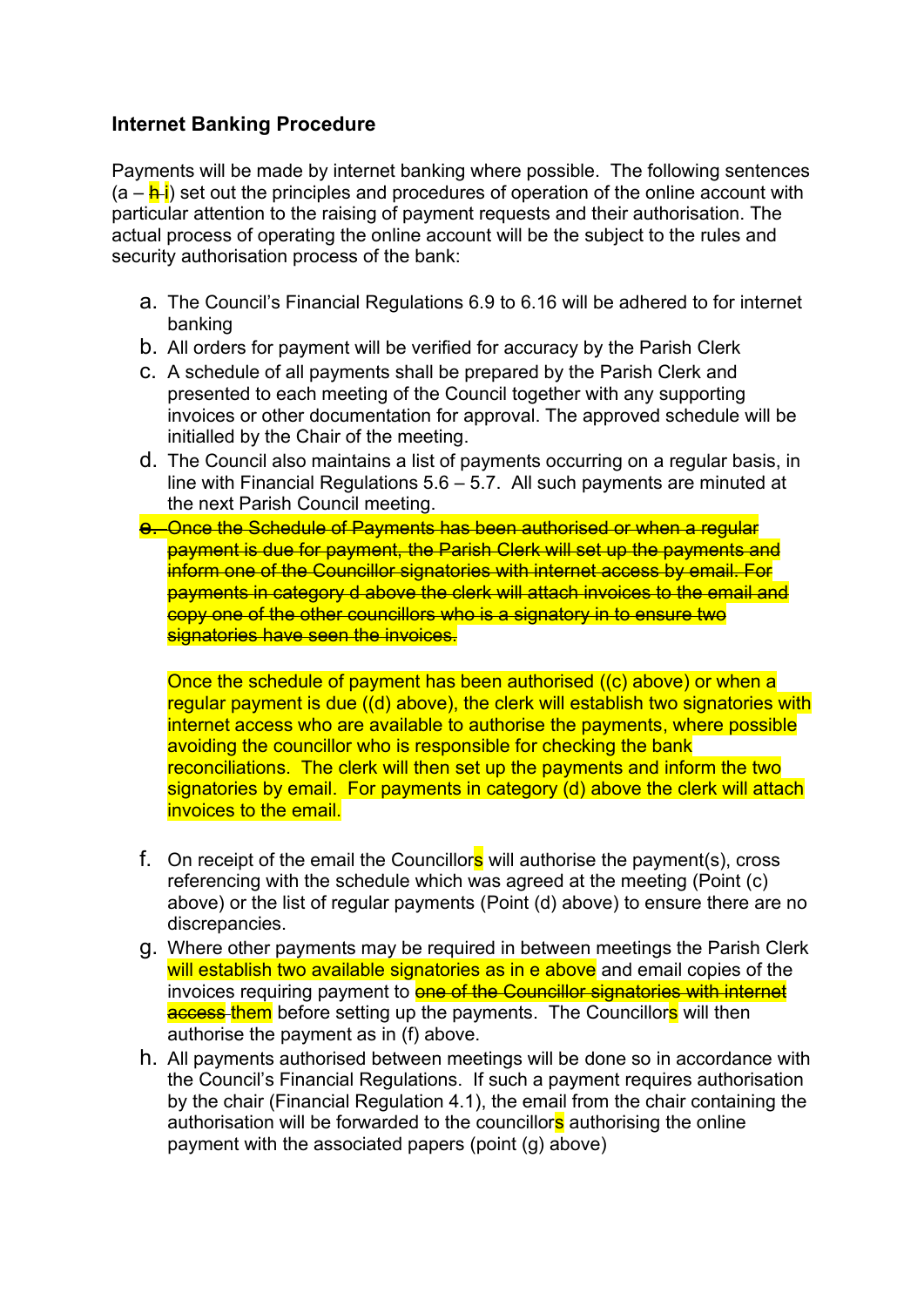### Internet Banking Procedure

Payments will be made by internet banking where possible. The following sentences (a – ~~h~~ i) set out the principles and procedures of operation of the online account with particular attention to the raising of payment requests and their authorisation. The actual process of operating the online account will be the subject to the rules and security authorisation process of the bank:

a. The Council's Financial Regulations 6.9 to 6.16 will be adhered to for internet banking
b. All orders for payment will be verified for accuracy by the Parish Clerk
c. A schedule of all payments shall be prepared by the Parish Clerk and presented to each meeting of the Council together with any supporting invoices or other documentation for approval. The approved schedule will be initialled by the Chair of the meeting.
d. The Council also maintains a list of payments occurring on a regular basis, in line with Financial Regulations 5.6 – 5.7. All such payments are minuted at the next Parish Council meeting.
e. ~~Once the Schedule of Payments has been authorised or when a regular payment is due for payment, the Parish Clerk will set up the payments and inform one of the Councillor signatories with internet access by email. For payments in category d above the clerk will attach invoices to the email and copy one of the other councillors who is a signatory in to ensure two signatories have seen the invoices.~~

   Once the schedule of payment has been authorised ((c) above) or when a regular payment is due ((d) above), the clerk will establish two signatories with internet access who are available to authorise the payments, where possible avoiding the councillor who is responsible for checking the bank reconciliations. The clerk will then set up the payments and inform the two signatories by email. For payments in category (d) above the clerk will attach invoices to the email.

f. On receipt of the email the Councillors will authorise the payment(s), cross referencing with the schedule which was agreed at the meeting (Point (c) above) or the list of regular payments (Point (d) above) to ensure there are no discrepancies.
g. Where other payments may be required in between meetings the Parish Clerk will establish two available signatories as in e above and email copies of the invoices requiring payment to ~~one of the Councillor signatories with internet access~~ them before setting up the payments. The Councillors will then authorise the payment as in (f) above.
h. All payments authorised between meetings will be done so in accordance with the Council's Financial Regulations. If such a payment requires authorisation by the chair (Financial Regulation 4.1), the email from the chair containing the authorisation will be forwarded to the councillors authorising the online payment with the associated papers (point (g) above)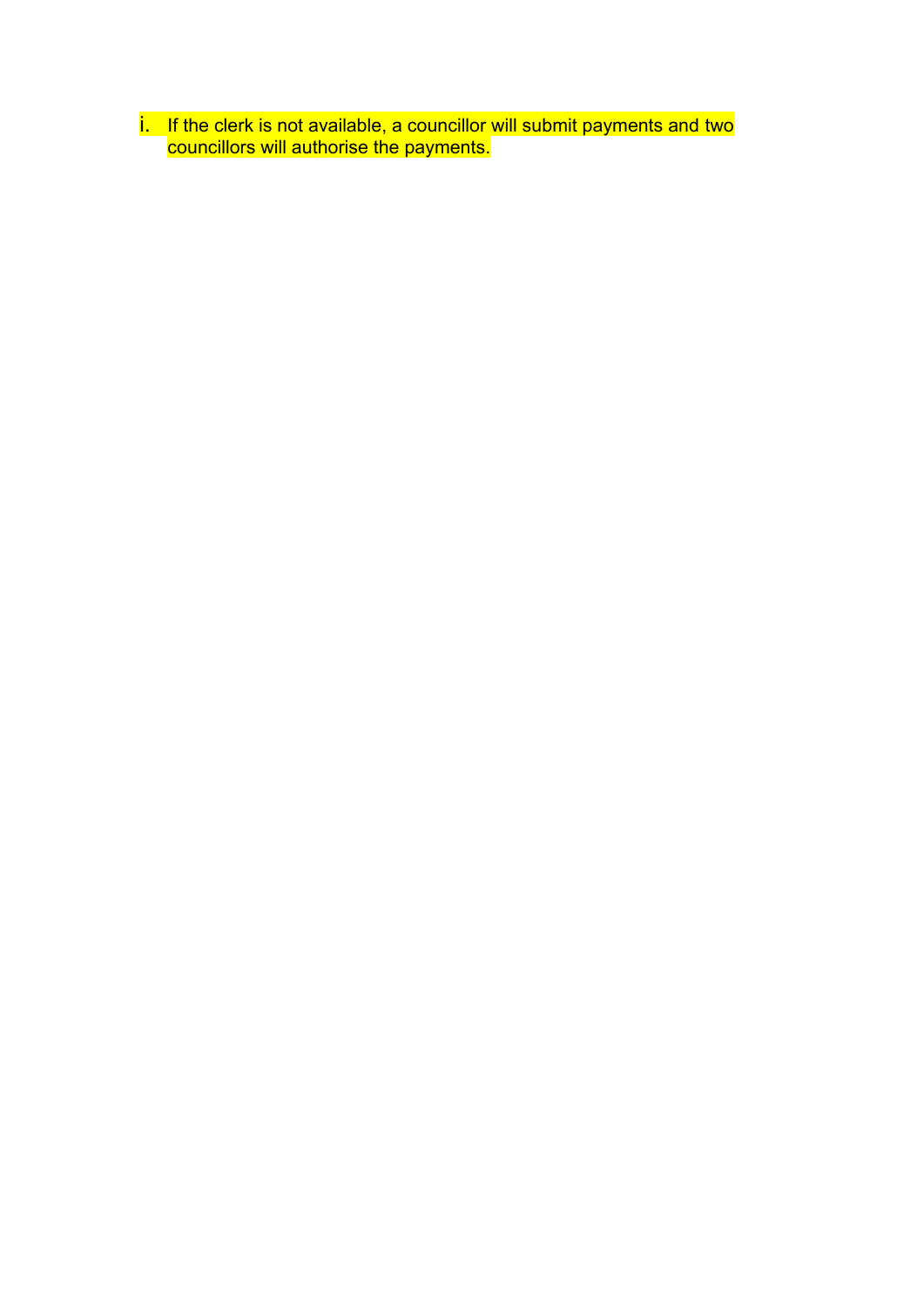i. If the clerk is not available, a councillor will submit payments and two councillors will authorise the payments.